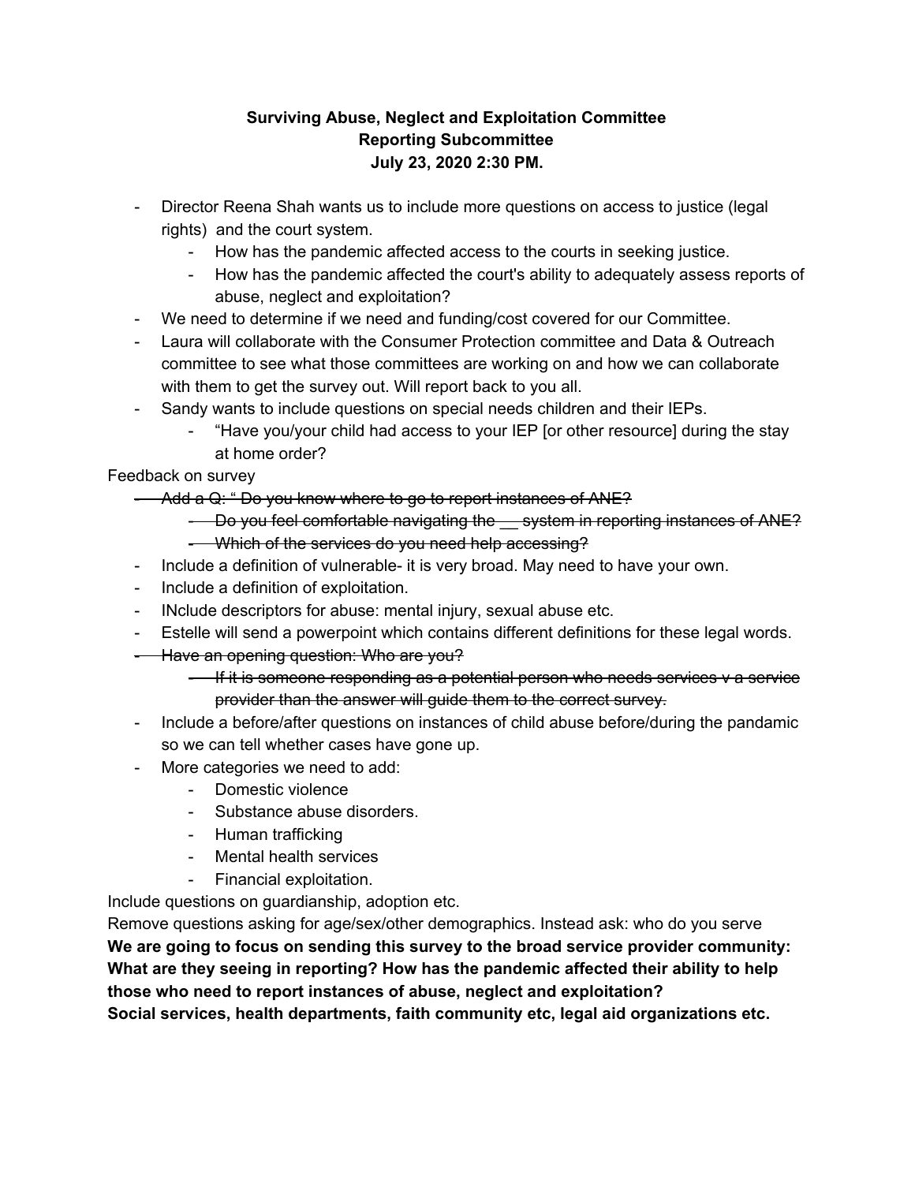**Surviving Abuse, Neglect and Exploitation Committee**
**Reporting Subcommittee**
**July 23, 2020 2:30 PM.**

- Director Reena Shah wants us to include more questions on access to justice (legal rights) and the court system.
    - How has the pandemic affected access to the courts in seeking justice.
    - How has the pandemic affected the court's ability to adequately assess reports of abuse, neglect and exploitation?
- We need to determine if we need and funding/cost covered for our Committee.
- Laura will collaborate with the Consumer Protection committee and Data & Outreach committee to see what those committees are working on and how we can collaborate with them to get the survey out. Will report back to you all.
- Sandy wants to include questions on special needs children and their IEPs.
    - "Have you/your child had access to your IEP [or other resource] during the stay at home order?

Feedback on survey

- ~~Add a Q: " Do you know where to go to report instances of ANE?~~
    - ~~Do you feel comfortable navigating the __ system in reporting instances of ANE?~~
    - ~~Which of the services do you need help accessing?~~
- Include a definition of vulnerable- it is very broad. May need to have your own.
- Include a definition of exploitation.
- INclude descriptors for abuse: mental injury, sexual abuse etc.
- Estelle will send a powerpoint which contains different definitions for these legal words.
- ~~Have an opening question: Who are you?~~
    - ~~If it is someone responding as a potential person who needs services v a service provider than the answer will guide them to the correct survey.~~
- Include a before/after questions on instances of child abuse before/during the pandamic so we can tell whether cases have gone up.
- More categories we need to add:
    - Domestic violence
    - Substance abuse disorders.
    - Human trafficking
    - Mental health services
    - Financial exploitation.

Include questions on guardianship, adoption etc.

Remove questions asking for age/sex/other demographics. Instead ask: who do you serve

**We are going to focus on sending this survey to the broad service provider community: What are they seeing in reporting? How has the pandemic affected their ability to help those who need to report instances of abuse, neglect and exploitation?**

**Social services, health departments, faith community etc, legal aid organizations etc.**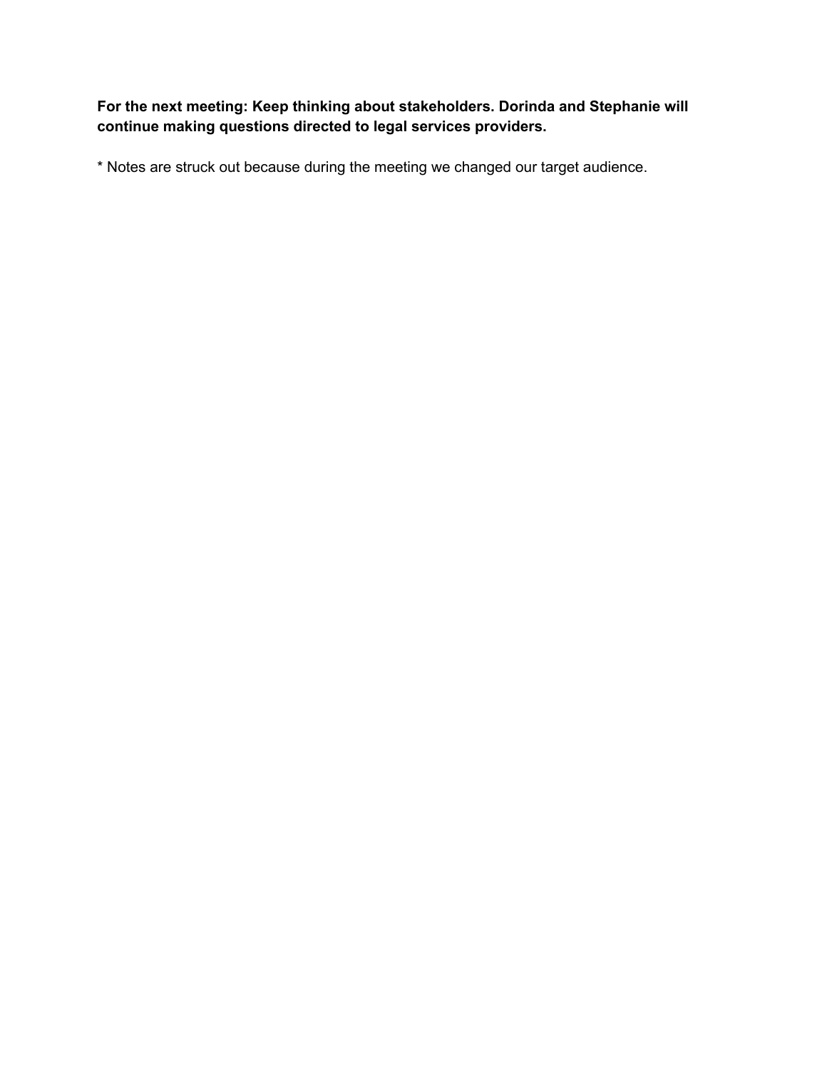**For the next meeting: Keep thinking about stakeholders. Dorinda and Stephanie will continue making questions directed to legal services providers.**

* Notes are struck out because during the meeting we changed our target audience.